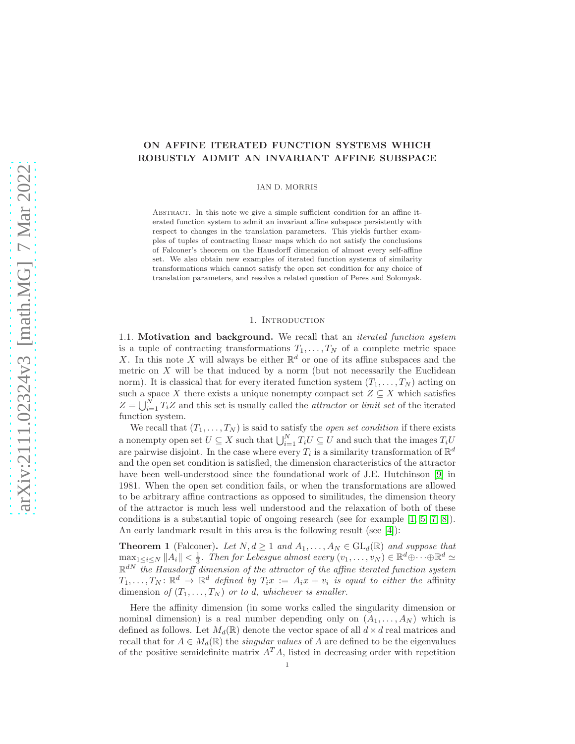# ON AFFINE ITERATED FUNCTION SYSTEMS WHICH ROBUSTLY ADMIT AN INVARIANT AFFINE SUBSPACE

IAN D. MORRIS

ABSTRACT. In this note we give a simple sufficient condition for an affine iterated function system to admit an invariant affine subspace persistently with respect to changes in the translation parameters. This yields further examples of tuples of contracting linear maps which do not satisfy the conclusions of Falconer's theorem on the Hausdorff dimension of almost every self-affine set. We also obtain new examples of iterated function systems of similarity transformations which cannot satisfy the open set condition for any choice of translation parameters, and resolve a related question of Peres and Solomyak.

## 1. Introduction

**1.1. Motivation and background.** We recall that an *iterated function system* is a tuple of contracting transformations $T_1, \ldots, T_N$ of a complete metric space $X$. In this note $X$ will always be either $\mathbb{R}^d$ or one of its affine subspaces and the metric on $X$ will be that induced by a norm (but not necessarily the Euclidean norm). It is classical that for every iterated function system $(T_1, \ldots, T_N)$ acting on such a space $X$ there exists a unique nonempty compact set $Z \subseteq X$ which satisfies $Z = \bigcup_{i=1}^N T_i Z$ and this set is usually called the *attractor* or *limit set* of the iterated function system.

We recall that $(T_1, \ldots, T_N)$ is said to satisfy the *open set condition* if there exists a nonempty open set $U \subseteq X$ such that $\bigcup_{i=1}^N T_i U \subseteq U$ and such that the images $T_i U$ are pairwise disjoint. In the case where every $T_i$ is a similarity transformation of $\mathbb{R}^d$ and the open set condition is satisfied, the dimension characteristics of the attractor have been well-understood since the foundational work of J.E. Hutchinson [9] in 1981. When the open set condition fails, or when the transformations are allowed to be arbitrary affine contractions as opposed to similitudes, the dimension theory of the attractor is much less well understood and the relaxation of both of these conditions is a substantial topic of ongoing research (see for example [1, 5, 7, 8]). An early landmark result in this area is the following result (see [4]):

**Theorem 1** (Falconer)**.** *Let $N, d \geq 1$ and $A_1, \ldots, A_N \in \mathrm{GL}_d(\mathbb{R})$ and suppose that $\max_{1 \leq i \leq N} \|A_i\| < \frac{1}{3}$. Then for Lebesgue almost every $(v_1, \ldots, v_N) \in \mathbb{R}^d \oplus \cdots \oplus \mathbb{R}^d \simeq \mathbb{R}^{dN}$ the Hausdorff dimension of the attractor of the affine iterated function system $T_1, \ldots, T_N \colon \mathbb{R}^d \to \mathbb{R}^d$ defined by $T_i x := A_i x + v_i$ is equal to either the* affinity dimension *of $(T_1, \ldots, T_N)$ or to $d$, whichever is smaller.*

Here the affinity dimension (in some works called the singularity dimension or nominal dimension) is a real number depending only on $(A_1, \ldots, A_N)$ which is defined as follows. Let $M_d(\mathbb{R})$ denote the vector space of all $d \times d$ real matrices and recall that for $A \in M_d(\mathbb{R})$ the *singular values* of $A$ are defined to be the eigenvalues of the positive semidefinite matrix $A^T A$, listed in decreasing order with repetition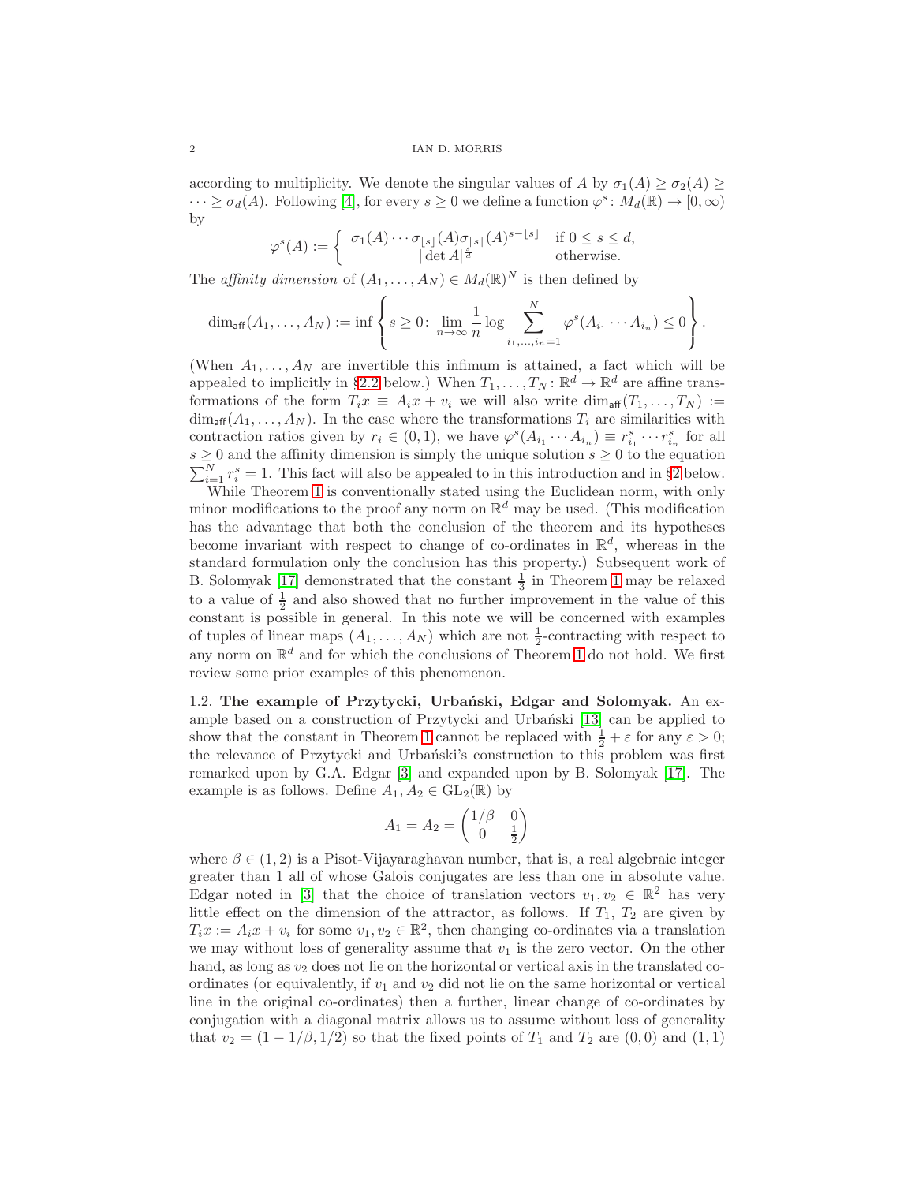according to multiplicity. We denote the singular values of $A$ by $\sigma_1(A) \geq \sigma_2(A) \geq \cdots \geq \sigma_d(A)$. Following [4], for every $s \geq 0$ we define a function $\varphi^s \colon M_d(\mathbb{R}) \to [0,\infty)$ by

$$\varphi^s(A) := \begin{cases} \sigma_1(A)\cdots\sigma_{\lfloor s \rfloor}(A)\sigma_{\lceil s \rceil}(A)^{s-\lfloor s \rfloor} & \text{if } 0 \leq s \leq d, \\ |\det A|^{\frac{s}{d}} & \text{otherwise.} \end{cases}$$

The *affinity dimension* of $(A_1,\ldots,A_N) \in M_d(\mathbb{R})^N$ is then defined by

$$\dim_{\mathsf{aff}}(A_1,\ldots,A_N) := \inf\left\{ s \geq 0 \colon \lim_{n\to\infty} \frac{1}{n} \log \sum_{i_1,\ldots,i_n=1}^N \varphi^s(A_{i_1}\cdots A_{i_n}) \leq 0 \right\}.$$

(When $A_1,\ldots,A_N$ are invertible this infimum is attained, a fact which will be appealed to implicitly in §2.2 below.) When $T_1,\ldots,T_N \colon \mathbb{R}^d \to \mathbb{R}^d$ are affine transformations of the form $T_i x \equiv A_i x + v_i$ we will also write $\dim_{\mathsf{aff}}(T_1,\ldots,T_N) := \dim_{\mathsf{aff}}(A_1,\ldots,A_N)$. In the case where the transformations $T_i$ are similarities with contraction ratios given by $r_i \in (0,1)$, we have $\varphi^s(A_{i_1}\cdots A_{i_n}) \equiv r_{i_1}^s \cdots r_{i_n}^s$ for all $s \geq 0$ and the affinity dimension is simply the unique solution $s \geq 0$ to the equation $\sum_{i=1}^N r_i^s = 1$. This fact will also be appealed to in this introduction and in §2 below.

While Theorem 1 is conventionally stated using the Euclidean norm, with only minor modifications to the proof any norm on $\mathbb{R}^d$ may be used. (This modification has the advantage that both the conclusion of the theorem and its hypotheses become invariant with respect to change of co-ordinates in $\mathbb{R}^d$, whereas in the standard formulation only the conclusion has this property.) Subsequent work of B. Solomyak [17] demonstrated that the constant $\frac{1}{3}$ in Theorem 1 may be relaxed to a value of $\frac{1}{2}$ and also showed that no further improvement in the value of this constant is possible in general. In this note we will be concerned with examples of tuples of linear maps $(A_1,\ldots,A_N)$ which are not $\frac{1}{2}$-contracting with respect to any norm on $\mathbb{R}^d$ and for which the conclusions of Theorem 1 do not hold. We first review some prior examples of this phenomenon.

1.2. **The example of Przytycki, Urbański, Edgar and Solomyak.** An example based on a construction of Przytycki and Urbański [13] can be applied to show that the constant in Theorem 1 cannot be replaced with $\frac{1}{2}+\varepsilon$ for any $\varepsilon > 0$; the relevance of Przytycki and Urbański's construction to this problem was first remarked upon by G.A. Edgar [3] and expanded upon by B. Solomyak [17]. The example is as follows. Define $A_1, A_2 \in \mathrm{GL}_2(\mathbb{R})$ by

$$A_1 = A_2 = \begin{pmatrix} 1/\beta & 0 \\ 0 & \frac{1}{2} \end{pmatrix}$$

where $\beta \in (1,2)$ is a Pisot-Vijayaraghavan number, that is, a real algebraic integer greater than 1 all of whose Galois conjugates are less than one in absolute value. Edgar noted in [3] that the choice of translation vectors $v_1, v_2 \in \mathbb{R}^2$ has very little effect on the dimension of the attractor, as follows. If $T_1$, $T_2$ are given by $T_i x := A_i x + v_i$ for some $v_1, v_2 \in \mathbb{R}^2$, then changing co-ordinates via a translation we may without loss of generality assume that $v_1$ is the zero vector. On the other hand, as long as $v_2$ does not lie on the horizontal or vertical axis in the translated co-ordinates (or equivalently, if $v_1$ and $v_2$ did not lie on the same horizontal or vertical line in the original co-ordinates) then a further, linear change of co-ordinates by conjugation with a diagonal matrix allows us to assume without loss of generality that $v_2 = (1-1/\beta, 1/2)$ so that the fixed points of $T_1$ and $T_2$ are $(0,0)$ and $(1,1)$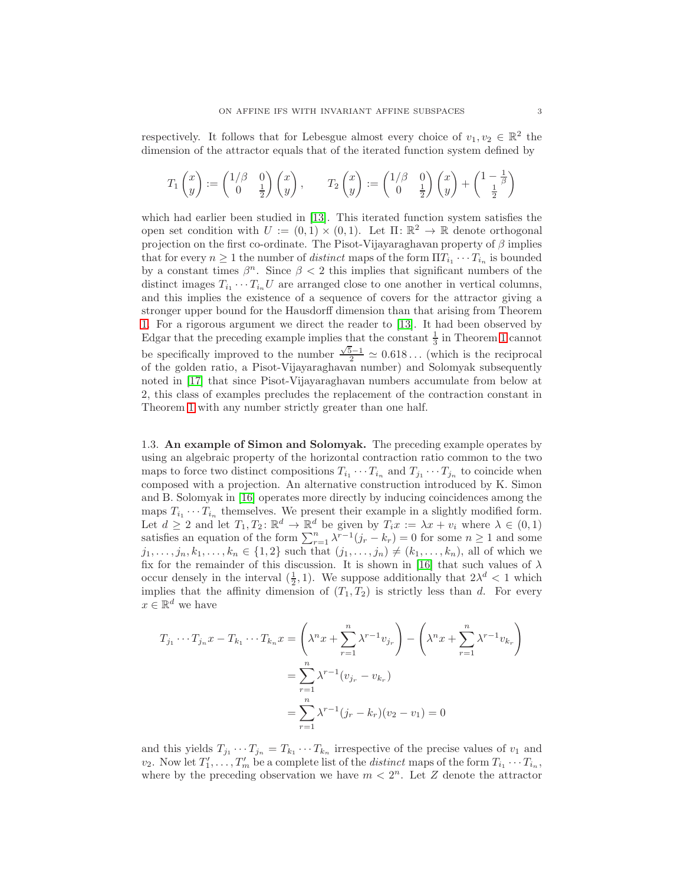respectively. It follows that for Lebesgue almost every choice of $v_1, v_2 \in \mathbb{R}^2$ the dimension of the attractor equals that of the iterated function system defined by

$$T_1 \begin{pmatrix} x \\ y \end{pmatrix} := \begin{pmatrix} 1/\beta & 0 \\ 0 & \frac{1}{2} \end{pmatrix} \begin{pmatrix} x \\ y \end{pmatrix}, \qquad T_2 \begin{pmatrix} x \\ y \end{pmatrix} := \begin{pmatrix} 1/\beta & 0 \\ 0 & \frac{1}{2} \end{pmatrix} \begin{pmatrix} x \\ y \end{pmatrix} + \begin{pmatrix} 1 - \frac{1}{\beta} \\ \frac{1}{2} \end{pmatrix}$$

which had earlier been studied in [13]. This iterated function system satisfies the open set condition with $U := (0,1) \times (0,1)$. Let $\Pi \colon \mathbb{R}^2 \to \mathbb{R}$ denote orthogonal projection on the first co-ordinate. The Pisot-Vijayaraghavan property of $\beta$ implies that for every $n \geq 1$ the number of *distinct* maps of the form $\Pi T_{i_1} \cdots T_{i_n}$ is bounded by a constant times $\beta^n$. Since $\beta < 2$ this implies that significant numbers of the distinct images $T_{i_1} \cdots T_{i_n} U$ are arranged close to one another in vertical columns, and this implies the existence of a sequence of covers for the attractor giving a stronger upper bound for the Hausdorff dimension than that arising from Theorem 1. For a rigorous argument we direct the reader to [13]. It had been observed by Edgar that the preceding example implies that the constant $\frac{1}{3}$ in Theorem 1 cannot be specifically improved to the number $\frac{\sqrt{5}-1}{2} \simeq 0.618\ldots$ (which is the reciprocal of the golden ratio, a Pisot-Vijayaraghavan number) and Solomyak subsequently noted in [17] that since Pisot-Vijayaraghavan numbers accumulate from below at 2, this class of examples precludes the replacement of the contraction constant in Theorem 1 with any number strictly greater than one half.

### 1.3. An example of Simon and Solomyak.

The preceding example operates by using an algebraic property of the horizontal contraction ratio common to the two maps to force two distinct compositions $T_{i_1} \cdots T_{i_n}$ and $T_{j_1} \cdots T_{j_n}$ to coincide when composed with a projection. An alternative construction introduced by K. Simon and B. Solomyak in [16] operates more directly by inducing coincidences among the maps $T_{i_1} \cdots T_{i_n}$ themselves. We present their example in a slightly modified form. Let $d \geq 2$ and let $T_1, T_2 \colon \mathbb{R}^d \to \mathbb{R}^d$ be given by $T_i x := \lambda x + v_i$ where $\lambda \in (0,1)$ satisfies an equation of the form $\sum_{r=1}^n \lambda^{r-1}(j_r - k_r) = 0$ for some $n \geq 1$ and some $j_1, \ldots, j_n, k_1, \ldots, k_n \in \{1, 2\}$ such that $(j_1, \ldots, j_n) \neq (k_1, \ldots, k_n)$, all of which we fix for the remainder of this discussion. It is shown in [16] that such values of $\lambda$ occur densely in the interval $(\frac{1}{2}, 1)$. We suppose additionally that $2\lambda^d < 1$ which implies that the affinity dimension of $(T_1, T_2)$ is strictly less than $d$. For every $x \in \mathbb{R}^d$ we have

$$\begin{aligned} T_{j_1} \cdots T_{j_n} x - T_{k_1} \cdots T_{k_n} x &= \left( \lambda^n x + \sum_{r=1}^n \lambda^{r-1} v_{j_r} \right) - \left( \lambda^n x + \sum_{r=1}^n \lambda^{r-1} v_{k_r} \right) \\ &= \sum_{r=1}^n \lambda^{r-1} (v_{j_r} - v_{k_r}) \\ &= \sum_{r=1}^n \lambda^{r-1} (j_r - k_r)(v_2 - v_1) = 0 \end{aligned}$$

and this yields $T_{j_1} \cdots T_{j_n} = T_{k_1} \cdots T_{k_n}$ irrespective of the precise values of $v_1$ and $v_2$. Now let $T'_1, \ldots, T'_m$ be a complete list of the *distinct* maps of the form $T_{i_1} \cdots T_{i_n}$, where by the preceding observation we have $m < 2^n$. Let $Z$ denote the attractor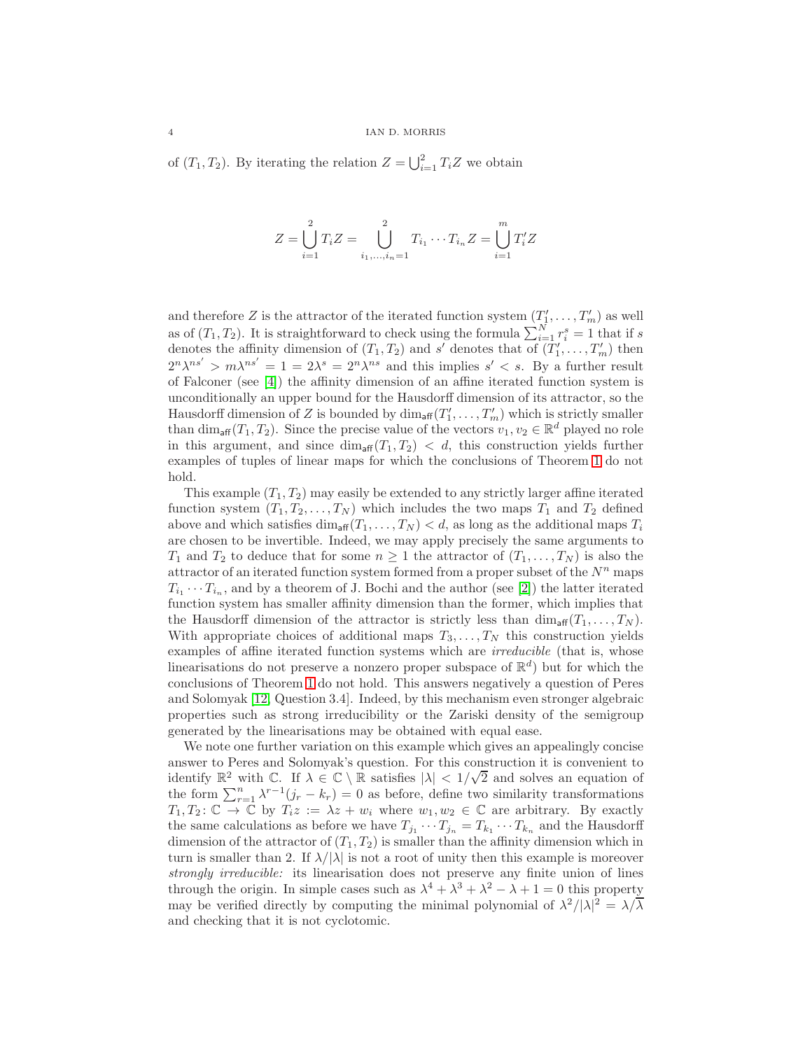of $(T_1, T_2)$. By iterating the relation $Z = \bigcup_{i=1}^2 T_i Z$ we obtain

$$Z = \bigcup_{i=1}^{2} T_i Z = \bigcup_{i_1,\ldots,i_n=1}^{2} T_{i_1} \cdots T_{i_n} Z = \bigcup_{i=1}^{m} T_i' Z$$

and therefore $Z$ is the attractor of the iterated function system $(T_1', \ldots, T_m')$ as well as of $(T_1, T_2)$. It is straightforward to check using the formula $\sum_{i=1}^N r_i^s = 1$ that if $s$ denotes the affinity dimension of $(T_1, T_2)$ and $s'$ denotes that of $(T_1', \ldots, T_m')$ then $2^n \lambda^{ns'} > m\lambda^{ns'} = 1 = 2\lambda^s = 2^n \lambda^{ns}$ and this implies $s' < s$. By a further result of Falconer (see [4]) the affinity dimension of an affine iterated function system is unconditionally an upper bound for the Hausdorff dimension of its attractor, so the Hausdorff dimension of $Z$ is bounded by $\dim_{\mathsf{aff}}(T_1', \ldots, T_m')$ which is strictly smaller than $\dim_{\mathsf{aff}}(T_1, T_2)$. Since the precise value of the vectors $v_1, v_2 \in \mathbb{R}^d$ played no role in this argument, and since $\dim_{\mathsf{aff}}(T_1, T_2) < d$, this construction yields further examples of tuples of linear maps for which the conclusions of Theorem 1 do not hold.

This example $(T_1, T_2)$ may easily be extended to any strictly larger affine iterated function system $(T_1, T_2, \ldots, T_N)$ which includes the two maps $T_1$ and $T_2$ defined above and which satisfies $\dim_{\mathsf{aff}}(T_1, \ldots, T_N) < d$, as long as the additional maps $T_i$ are chosen to be invertible. Indeed, we may apply precisely the same arguments to $T_1$ and $T_2$ to deduce that for some $n \geq 1$ the attractor of $(T_1, \ldots, T_N)$ is also the attractor of an iterated function system formed from a proper subset of the $N^n$ maps $T_{i_1} \cdots T_{i_n}$, and by a theorem of J. Bochi and the author (see [2]) the latter iterated function system has smaller affinity dimension than the former, which implies that the Hausdorff dimension of the attractor is strictly less than $\dim_{\mathsf{aff}}(T_1, \ldots, T_N)$. With appropriate choices of additional maps $T_3, \ldots, T_N$ this construction yields examples of affine iterated function systems which are *irreducible* (that is, whose linearisations do not preserve a nonzero proper subspace of $\mathbb{R}^d$) but for which the conclusions of Theorem 1 do not hold. This answers negatively a question of Peres and Solomyak [12, Question 3.4]. Indeed, by this mechanism even stronger algebraic properties such as strong irreducibility or the Zariski density of the semigroup generated by the linearisations may be obtained with equal ease.

We note one further variation on this example which gives an appealingly concise answer to Peres and Solomyak's question. For this construction it is convenient to identify $\mathbb{R}^2$ with $\mathbb{C}$. If $\lambda \in \mathbb{C} \setminus \mathbb{R}$ satisfies $|\lambda| < 1/\sqrt{2}$ and solves an equation of the form $\sum_{r=1}^n \lambda^{r-1}(j_r - k_r) = 0$ as before, define two similarity transformations $T_1, T_2 \colon \mathbb{C} \to \mathbb{C}$ by $T_i z := \lambda z + w_i$ where $w_1, w_2 \in \mathbb{C}$ are arbitrary. By exactly the same calculations as before we have $T_{j_1} \cdots T_{j_n} = T_{k_1} \cdots T_{k_n}$ and the Hausdorff dimension of the attractor of $(T_1, T_2)$ is smaller than the affinity dimension which in turn is smaller than 2. If $\lambda/|\lambda|$ is not a root of unity then this example is moreover *strongly irreducible:* its linearisation does not preserve any finite union of lines through the origin. In simple cases such as $\lambda^4 + \lambda^3 + \lambda^2 - \lambda + 1 = 0$ this property may be verified directly by computing the minimal polynomial of $\lambda^2/|\lambda|^2 = \lambda/\overline{\lambda}$ and checking that it is not cyclotomic.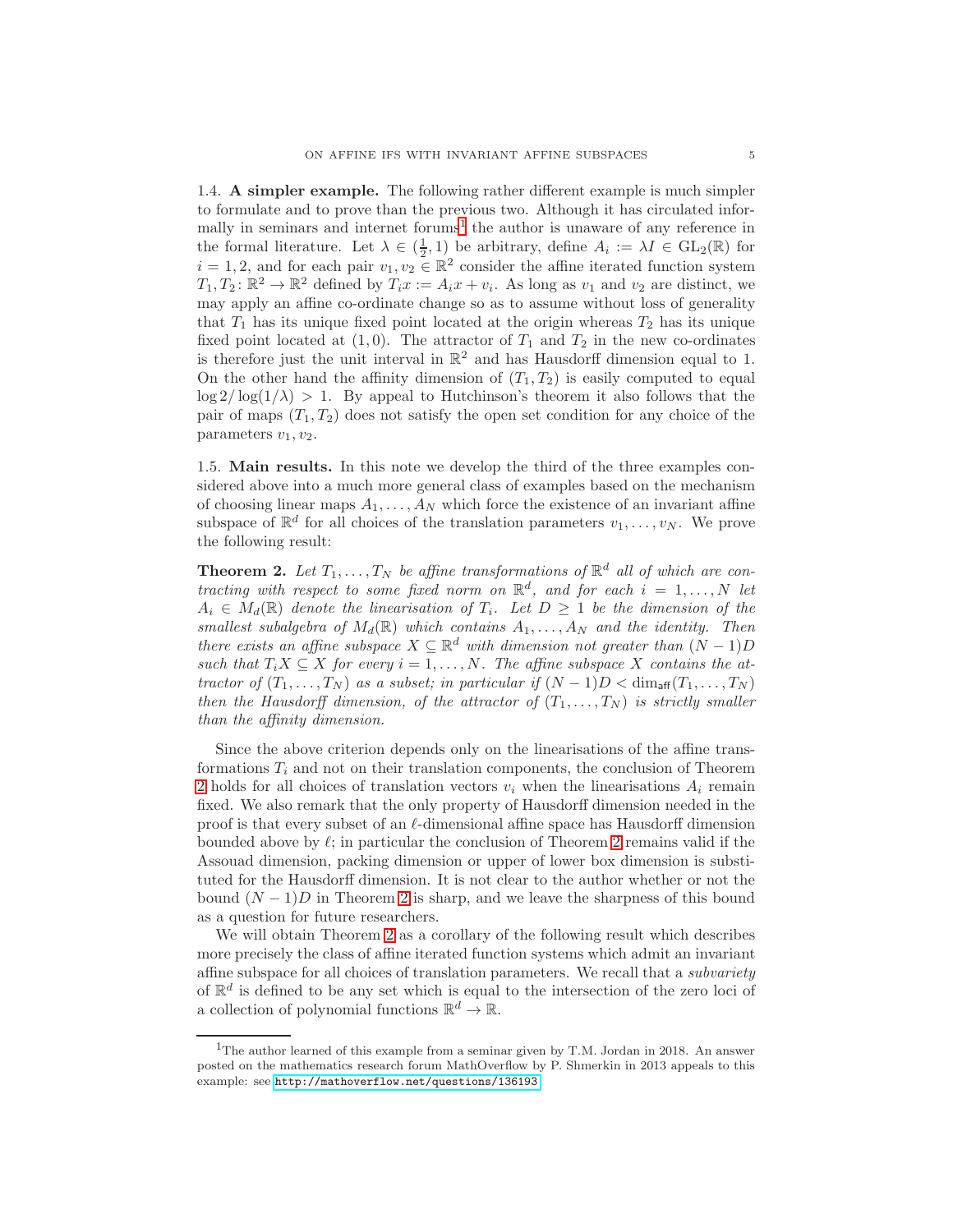**1.4. A simpler example.** The following rather different example is much simpler to formulate and to prove than the previous two. Although it has circulated informally in seminars and internet forums[1] the author is unaware of any reference in the formal literature. Let $\lambda \in (\frac{1}{2}, 1)$ be arbitrary, define $A_i := \lambda I \in \mathrm{GL}_2(\mathbb{R})$ for $i = 1, 2$, and for each pair $v_1, v_2 \in \mathbb{R}^2$ consider the affine iterated function system $T_1, T_2 \colon \mathbb{R}^2 \to \mathbb{R}^2$ defined by $T_i x := A_i x + v_i$. As long as $v_1$ and $v_2$ are distinct, we may apply an affine co-ordinate change so as to assume without loss of generality that $T_1$ has its unique fixed point located at the origin whereas $T_2$ has its unique fixed point located at $(1, 0)$. The attractor of $T_1$ and $T_2$ in the new co-ordinates is therefore just the unit interval in $\mathbb{R}^2$ and has Hausdorff dimension equal to 1. On the other hand the affinity dimension of $(T_1, T_2)$ is easily computed to equal $\log 2 / \log(1/\lambda) > 1$. By appeal to Hutchinson's theorem it also follows that the pair of maps $(T_1, T_2)$ does not satisfy the open set condition for any choice of the parameters $v_1, v_2$.

**1.5. Main results.** In this note we develop the third of the three examples considered above into a much more general class of examples based on the mechanism of choosing linear maps $A_1, \ldots, A_N$ which force the existence of an invariant affine subspace of $\mathbb{R}^d$ for all choices of the translation parameters $v_1, \ldots, v_N$. We prove the following result:

**Theorem 2.** *Let $T_1, \ldots, T_N$ be affine transformations of $\mathbb{R}^d$ all of which are contracting with respect to some fixed norm on $\mathbb{R}^d$, and for each $i = 1, \ldots, N$ let $A_i \in M_d(\mathbb{R})$ denote the linearisation of $T_i$. Let $D \geq 1$ be the dimension of the smallest subalgebra of $M_d(\mathbb{R})$ which contains $A_1, \ldots, A_N$ and the identity. Then there exists an affine subspace $X \subseteq \mathbb{R}^d$ with dimension not greater than $(N-1)D$ such that $T_i X \subseteq X$ for every $i = 1, \ldots, N$. The affine subspace $X$ contains the attractor of $(T_1, \ldots, T_N)$ as a subset; in particular if $(N-1)D < \dim_{\mathsf{aff}}(T_1, \ldots, T_N)$ then the Hausdorff dimension, of the attractor of $(T_1, \ldots, T_N)$ is strictly smaller than the affinity dimension.*

Since the above criterion depends only on the linearisations of the affine transformations $T_i$ and not on their translation components, the conclusion of Theorem 2 holds for all choices of translation vectors $v_i$ when the linearisations $A_i$ remain fixed. We also remark that the only property of Hausdorff dimension needed in the proof is that every subset of an $\ell$-dimensional affine space has Hausdorff dimension bounded above by $\ell$; in particular the conclusion of Theorem 2 remains valid if the Assouad dimension, packing dimension or upper of lower box dimension is substituted for the Hausdorff dimension. It is not clear to the author whether or not the bound $(N-1)D$ in Theorem 2 is sharp, and we leave the sharpness of this bound as a question for future researchers.

We will obtain Theorem 2 as a corollary of the following result which describes more precisely the class of affine iterated function systems which admit an invariant affine subspace for all choices of translation parameters. We recall that a *subvariety* of $\mathbb{R}^d$ is defined to be any set which is equal to the intersection of the zero loci of a collection of polynomial functions $\mathbb{R}^d \to \mathbb{R}$.

---

[1] The author learned of this example from a seminar given by T.M. Jordan in 2018. An answer posted on the mathematics research forum MathOverflow by P. Shmerkin in 2013 appeals to this example: see http://mathoverflow.net/questions/136193.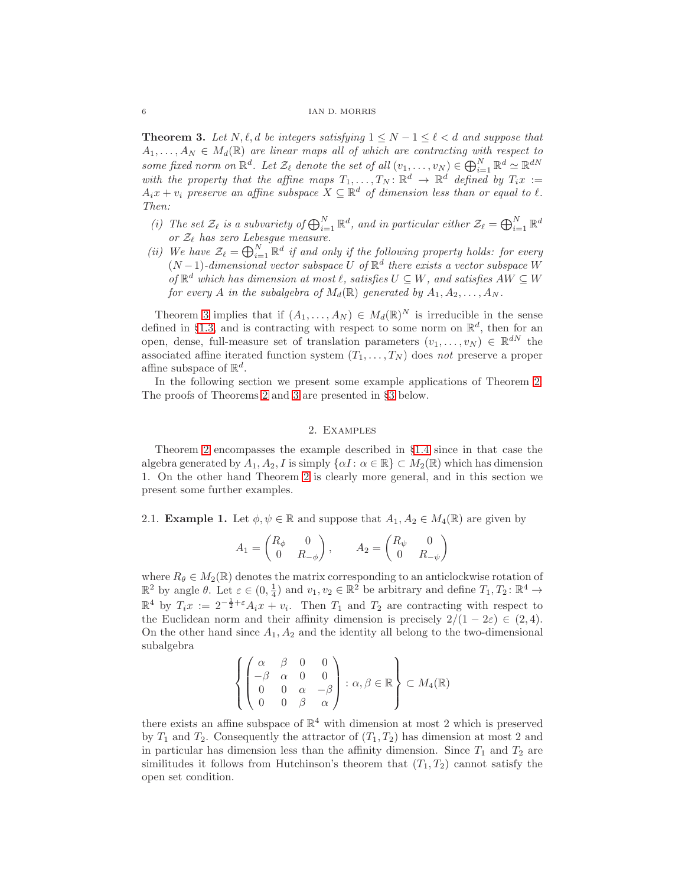**Theorem 3.** *Let $N, \ell, d$ be integers satisfying $1 \leq N-1 \leq \ell < d$ and suppose that $A_1, \ldots, A_N \in M_d(\mathbb{R})$ are linear maps all of which are contracting with respect to some fixed norm on $\mathbb{R}^d$. Let $\mathcal{Z}_\ell$ denote the set of all $(v_1, \ldots, v_N) \in \bigoplus_{i=1}^N \mathbb{R}^d \simeq \mathbb{R}^{dN}$ with the property that the affine maps $T_1, \ldots, T_N \colon \mathbb{R}^d \to \mathbb{R}^d$ defined by $T_i x := A_i x + v_i$ preserve an affine subspace $X \subseteq \mathbb{R}^d$ of dimension less than or equal to $\ell$. Then:*

*(i) The set $\mathcal{Z}_\ell$ is a subvariety of $\bigoplus_{i=1}^N \mathbb{R}^d$, and in particular either $\mathcal{Z}_\ell = \bigoplus_{i=1}^N \mathbb{R}^d$ or $\mathcal{Z}_\ell$ has zero Lebesgue measure.*

*(ii) We have $\mathcal{Z}_\ell = \bigoplus_{i=1}^N \mathbb{R}^d$ if and only if the following property holds: for every $(N-1)$-dimensional vector subspace $U$ of $\mathbb{R}^d$ there exists a vector subspace $W$ of $\mathbb{R}^d$ which has dimension at most $\ell$, satisfies $U \subseteq W$, and satisfies $AW \subseteq W$ for every $A$ in the subalgebra of $M_d(\mathbb{R})$ generated by $A_1, A_2, \ldots, A_N$.*

Theorem 3 implies that if $(A_1, \ldots, A_N) \in M_d(\mathbb{R})^N$ is irreducible in the sense defined in §1.3, and is contracting with respect to some norm on $\mathbb{R}^d$, then for an open, dense, full-measure set of translation parameters $(v_1, \ldots, v_N) \in \mathbb{R}^{dN}$ the associated affine iterated function system $(T_1, \ldots, T_N)$ does *not* preserve a proper affine subspace of $\mathbb{R}^d$.

In the following section we present some example applications of Theorem 2. The proofs of Theorems 2 and 3 are presented in §3 below.

## 2. Examples

Theorem 2 encompasses the example described in §1.4 since in that case the algebra generated by $A_1, A_2, I$ is simply $\{\alpha I \colon \alpha \in \mathbb{R}\} \subset M_2(\mathbb{R})$ which has dimension 1. On the other hand Theorem 2 is clearly more general, and in this section we present some further examples.

### 2.1. Example 1.

Let $\phi, \psi \in \mathbb{R}$ and suppose that $A_1, A_2 \in M_4(\mathbb{R})$ are given by

$$A_1 = \begin{pmatrix} R_\phi & 0 \\ 0 & R_{-\phi} \end{pmatrix}, \qquad A_2 = \begin{pmatrix} R_\psi & 0 \\ 0 & R_{-\psi} \end{pmatrix}$$

where $R_\theta \in M_2(\mathbb{R})$ denotes the matrix corresponding to an anticlockwise rotation of $\mathbb{R}^2$ by angle $\theta$. Let $\varepsilon \in (0, \frac{1}{4})$ and $v_1, v_2 \in \mathbb{R}^2$ be arbitrary and define $T_1, T_2 \colon \mathbb{R}^4 \to \mathbb{R}^4$ by $T_i x := 2^{-\frac{1}{2}+\varepsilon} A_i x + v_i$. Then $T_1$ and $T_2$ are contracting with respect to the Euclidean norm and their affinity dimension is precisely $2/(1-2\varepsilon) \in (2, 4)$. On the other hand since $A_1, A_2$ and the identity all belong to the two-dimensional subalgebra

$$\left\{ \begin{pmatrix} \alpha & \beta & 0 & 0 \\ -\beta & \alpha & 0 & 0 \\ 0 & 0 & \alpha & -\beta \\ 0 & 0 & \beta & \alpha \end{pmatrix} : \alpha, \beta \in \mathbb{R} \right\} \subset M_4(\mathbb{R})$$

there exists an affine subspace of $\mathbb{R}^4$ with dimension at most 2 which is preserved by $T_1$ and $T_2$. Consequently the attractor of $(T_1, T_2)$ has dimension at most 2 and in particular has dimension less than the affinity dimension. Since $T_1$ and $T_2$ are similitudes it follows from Hutchinson's theorem that $(T_1, T_2)$ cannot satisfy the open set condition.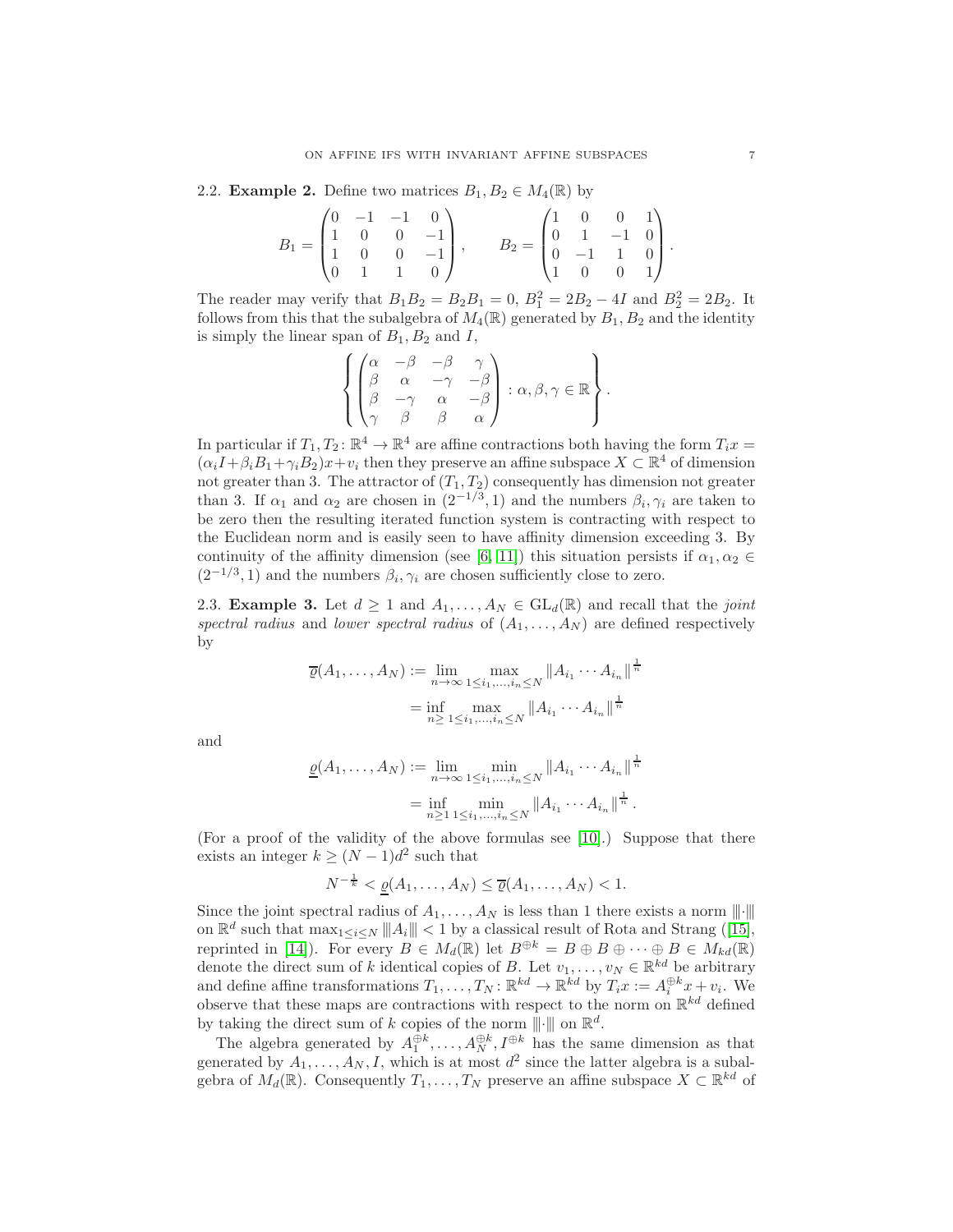### 2.2. Example 2.

Define two matrices $B_1, B_2 \in M_4(\mathbb{R})$ by

$$B_1 = \begin{pmatrix} 0 & -1 & -1 & 0 \\ 1 & 0 & 0 & -1 \\ 1 & 0 & 0 & -1 \\ 0 & 1 & 1 & 0 \end{pmatrix}, \qquad B_2 = \begin{pmatrix} 1 & 0 & 0 & 1 \\ 0 & 1 & -1 & 0 \\ 0 & -1 & 1 & 0 \\ 1 & 0 & 0 & 1 \end{pmatrix}.$$

The reader may verify that $B_1B_2 = B_2B_1 = 0$, $B_1^2 = 2B_2 - 4I$ and $B_2^2 = 2B_2$. It follows from this that the subalgebra of $M_4(\mathbb{R})$ generated by $B_1, B_2$ and the identity is simply the linear span of $B_1$, $B_2$ and $I$,

$$\left\{ \begin{pmatrix} \alpha & -\beta & -\beta & \gamma \\ \beta & \alpha & -\gamma & -\beta \\ \beta & -\gamma & \alpha & -\beta \\ \gamma & \beta & \beta & \alpha \end{pmatrix} : \alpha, \beta, \gamma \in \mathbb{R} \right\}.$$

In particular if $T_1, T_2 \colon \mathbb{R}^4 \to \mathbb{R}^4$ are affine contractions both having the form $T_i x = (\alpha_i I + \beta_i B_1 + \gamma_i B_2)x + v_i$ then they preserve an affine subspace $X \subset \mathbb{R}^4$ of dimension not greater than 3. The attractor of $(T_1, T_2)$ consequently has dimension not greater than 3. If $\alpha_1$ and $\alpha_2$ are chosen in $(2^{-1/3}, 1)$ and the numbers $\beta_i, \gamma_i$ are taken to be zero then the resulting iterated function system is contracting with respect to the Euclidean norm and is easily seen to have affinity dimension exceeding 3. By continuity of the affinity dimension (see [6, 11]) this situation persists if $\alpha_1, \alpha_2 \in (2^{-1/3}, 1)$ and the numbers $\beta_i, \gamma_i$ are chosen sufficiently close to zero.

### 2.3. Example 3.

Let $d \geq 1$ and $A_1, \ldots, A_N \in \mathrm{GL}_d(\mathbb{R})$ and recall that the *joint spectral radius* and *lower spectral radius* of $(A_1, \ldots, A_N)$ are defined respectively by

$$\begin{aligned} \overline{\varrho}(A_1, \ldots, A_N) &:= \lim_{n\to\infty} \max_{1 \leq i_1, \ldots, i_n \leq N} \|A_{i_1} \cdots A_{i_n}\|^{\frac{1}{n}} \\ &= \inf_{n \geq} \max_{1 \leq i_1, \ldots, i_n \leq N} \|A_{i_1} \cdots A_{i_n}\|^{\frac{1}{n}} \end{aligned}$$

and

$$\begin{aligned} \underline{\varrho}(A_1, \ldots, A_N) &:= \lim_{n\to\infty} \min_{1 \leq i_1, \ldots, i_n \leq N} \|A_{i_1} \cdots A_{i_n}\|^{\frac{1}{n}} \\ &= \inf_{n \geq 1} \min_{1 \leq i_1, \ldots, i_n \leq N} \|A_{i_1} \cdots A_{i_n}\|^{\frac{1}{n}}. \end{aligned}$$

(For a proof of the validity of the above formulas see [10].) Suppose that there exists an integer $k \geq (N-1)d^2$ such that

$$N^{-\frac{1}{k}} < \underline{\varrho}(A_1, \ldots, A_N) \leq \overline{\varrho}(A_1, \ldots, A_N) < 1.$$

Since the joint spectral radius of $A_1, \ldots, A_N$ is less than 1 there exists a norm $|||\cdot|||$ on $\mathbb{R}^d$ such that $\max_{1 \leq i \leq N} |||A_i||| < 1$ by a classical result of Rota and Strang ([15], reprinted in [14]). For every $B \in M_d(\mathbb{R})$ let $B^{\oplus k} = B \oplus B \oplus \cdots \oplus B \in M_{kd}(\mathbb{R})$ denote the direct sum of $k$ identical copies of $B$. Let $v_1, \ldots, v_N \in \mathbb{R}^{kd}$ be arbitrary and define affine transformations $T_1, \ldots, T_N \colon \mathbb{R}^{kd} \to \mathbb{R}^{kd}$ by $T_i x := A_i^{\oplus k} x + v_i$. We observe that these maps are contractions with respect to the norm on $\mathbb{R}^{kd}$ defined by taking the direct sum of $k$ copies of the norm $|||\cdot|||$ on $\mathbb{R}^d$.

The algebra generated by $A_1^{\oplus k}, \ldots, A_N^{\oplus k}, I^{\oplus k}$ has the same dimension as that generated by $A_1, \ldots, A_N, I$, which is at most $d^2$ since the latter algebra is a subalgebra of $M_d(\mathbb{R})$. Consequently $T_1, \ldots, T_N$ preserve an affine subspace $X \subset \mathbb{R}^{kd}$ of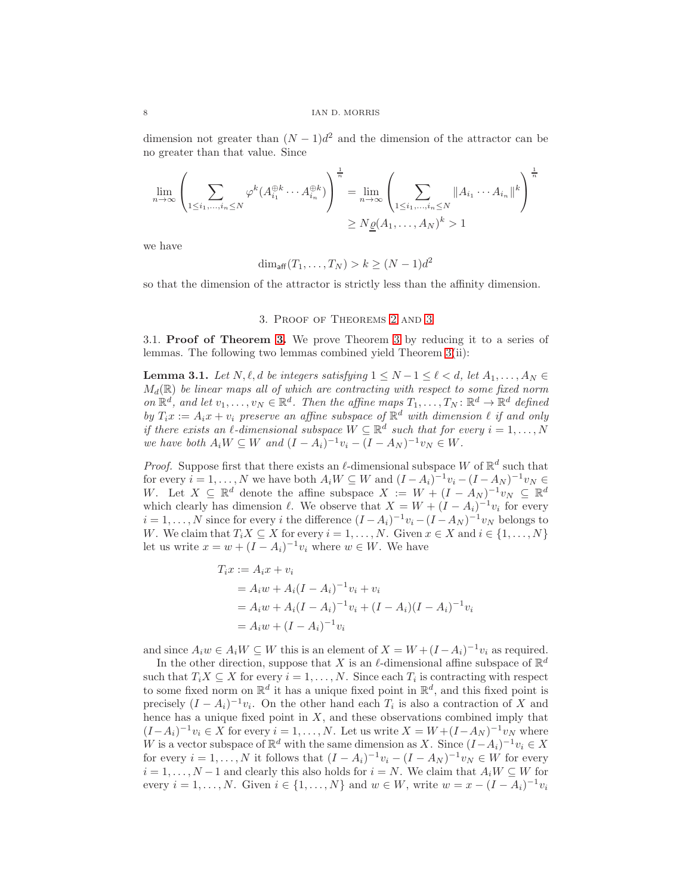dimension not greater than $(N-1)d^2$ and the dimension of the attractor can be no greater than that value. Since

$$\lim_{n\to\infty}\left(\sum_{1\leq i_1,\ldots,i_n\leq N}\varphi^k(A_{i_1}^{\oplus k}\cdots A_{i_n}^{\oplus k})\right)^{\frac{1}{n}}=\lim_{n\to\infty}\left(\sum_{1\leq i_1,\ldots,i_n\leq N}\|A_{i_1}\cdots A_{i_n}\|^k\right)^{\frac{1}{n}}$$
$$\geq N\underline{\varrho}(A_1,\ldots,A_N)^k>1$$

we have

$$\dim_{\mathsf{aff}}(T_1,\ldots,T_N)>k\geq(N-1)d^2$$

so that the dimension of the attractor is strictly less than the affinity dimension.

## 3. Proof of Theorems 2 and 3

**3.1. Proof of Theorem 3.** We prove Theorem 3 by reducing it to a series of lemmas. The following two lemmas combined yield Theorem 3(ii):

**Lemma 3.1.** *Let $N,\ell,d$ be integers satisfying $1\leq N-1\leq\ell<d$, let $A_1,\ldots,A_N\in M_d(\mathbb{R})$ be linear maps all of which are contracting with respect to some fixed norm on $\mathbb{R}^d$, and let $v_1,\ldots,v_N\in\mathbb{R}^d$. Then the affine maps $T_1,\ldots,T_N\colon\mathbb{R}^d\to\mathbb{R}^d$ defined by $T_ix:=A_ix+v_i$ preserve an affine subspace of $\mathbb{R}^d$ with dimension $\ell$ if and only if there exists an $\ell$-dimensional subspace $W\subseteq\mathbb{R}^d$ such that for every $i=1,\ldots,N$ we have both $A_iW\subseteq W$ and $(I-A_i)^{-1}v_i-(I-A_N)^{-1}v_N\in W$.*

*Proof.* Suppose first that there exists an $\ell$-dimensional subspace $W$ of $\mathbb{R}^d$ such that for every $i=1,\ldots,N$ we have both $A_iW\subseteq W$ and $(I-A_i)^{-1}v_i-(I-A_N)^{-1}v_N\in W$. Let $X\subseteq\mathbb{R}^d$ denote the affine subspace $X:=W+(I-A_N)^{-1}v_N\subseteq\mathbb{R}^d$ which clearly has dimension $\ell$. We observe that $X=W+(I-A_i)^{-1}v_i$ for every $i=1,\ldots,N$ since for every $i$ the difference $(I-A_i)^{-1}v_i-(I-A_N)^{-1}v_N$ belongs to $W$. We claim that $T_iX\subseteq X$ for every $i=1,\ldots,N$. Given $x\in X$ and $i\in\{1,\ldots,N\}$ let us write $x=w+(I-A_i)^{-1}v_i$ where $w\in W$. We have

$$\begin{aligned}T_ix&:=A_ix+v_i\\&=A_iw+A_i(I-A_i)^{-1}v_i+v_i\\&=A_iw+A_i(I-A_i)^{-1}v_i+(I-A_i)(I-A_i)^{-1}v_i\\&=A_iw+(I-A_i)^{-1}v_i\end{aligned}$$

and since $A_iw\in A_iW\subseteq W$ this is an element of $X=W+(I-A_i)^{-1}v_i$ as required.

In the other direction, suppose that $X$ is an $\ell$-dimensional affine subspace of $\mathbb{R}^d$ such that $T_iX\subseteq X$ for every $i=1,\ldots,N$. Since each $T_i$ is contracting with respect to some fixed norm on $\mathbb{R}^d$ it has a unique fixed point in $\mathbb{R}^d$, and this fixed point is precisely $(I-A_i)^{-1}v_i$. On the other hand each $T_i$ is also a contraction of $X$ and hence has a unique fixed point in $X$, and these observations combined imply that $(I-A_i)^{-1}v_i\in X$ for every $i=1,\ldots,N$. Let us write $X=W+(I-A_N)^{-1}v_N$ where $W$ is a vector subspace of $\mathbb{R}^d$ with the same dimension as $X$. Since $(I-A_i)^{-1}v_i\in X$ for every $i=1,\ldots,N$ it follows that $(I-A_i)^{-1}v_i-(I-A_N)^{-1}v_N\in W$ for every $i=1,\ldots,N-1$ and clearly this also holds for $i=N$. We claim that $A_iW\subseteq W$ for every $i=1,\ldots,N$. Given $i\in\{1,\ldots,N\}$ and $w\in W$, write $w=x-(I-A_i)^{-1}v_i$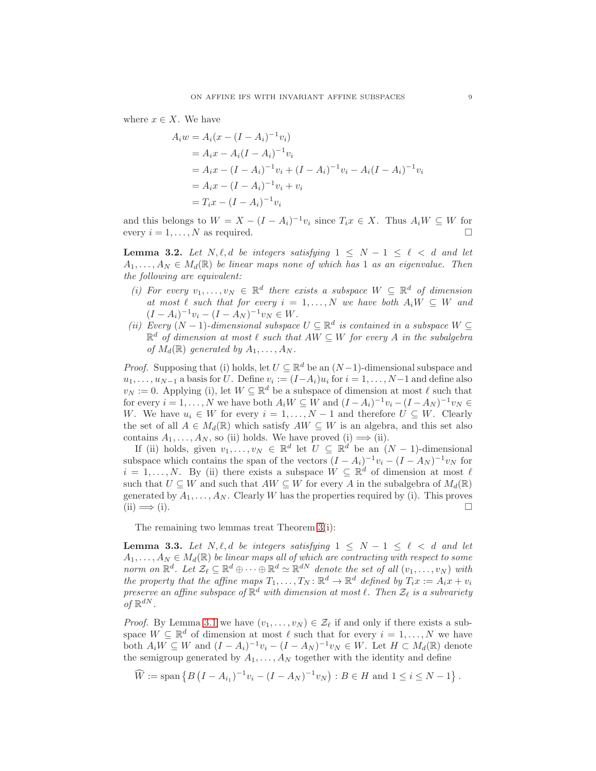where $x \in X$. We have

$$
\begin{aligned}
A_i w &= A_i(x - (I - A_i)^{-1}v_i) \\
&= A_i x - A_i(I - A_i)^{-1}v_i \\
&= A_i x - (I - A_i)^{-1}v_i + (I - A_i)^{-1}v_i - A_i(I - A_i)^{-1}v_i \\
&= A_i x - (I - A_i)^{-1}v_i + v_i \\
&= T_i x - (I - A_i)^{-1}v_i
\end{aligned}
$$

and this belongs to $W = X - (I - A_i)^{-1}v_i$ since $T_i x \in X$. Thus $A_i W \subseteq W$ for every $i = 1, \ldots, N$ as required. □

**Lemma 3.2.** *Let $N, \ell, d$ be integers satisfying $1 \leq N - 1 \leq \ell < d$ and let $A_1, \ldots, A_N \in M_d(\mathbb{R})$ be linear maps none of which has 1 as an eigenvalue. Then the following are equivalent:*

- *(i) For every $v_1, \ldots, v_N \in \mathbb{R}^d$ there exists a subspace $W \subseteq \mathbb{R}^d$ of dimension at most $\ell$ such that for every $i = 1, \ldots, N$ we have both $A_i W \subseteq W$ and $(I - A_i)^{-1}v_i - (I - A_N)^{-1}v_N \in W$.*
- *(ii) Every $(N-1)$-dimensional subspace $U \subseteq \mathbb{R}^d$ is contained in a subspace $W \subseteq \mathbb{R}^d$ of dimension at most $\ell$ such that $AW \subseteq W$ for every $A$ in the subalgebra of $M_d(\mathbb{R})$ generated by $A_1, \ldots, A_N$.*

*Proof.* Supposing that (i) holds, let $U \subseteq \mathbb{R}^d$ be an $(N-1)$-dimensional subspace and $u_1, \ldots, u_{N-1}$ a basis for $U$. Define $v_i := (I - A_i)u_i$ for $i = 1, \ldots, N-1$ and define also $v_N := 0$. Applying (i), let $W \subseteq \mathbb{R}^d$ be a subspace of dimension at most $\ell$ such that for every $i = 1, \ldots, N$ we have both $A_i W \subseteq W$ and $(I - A_i)^{-1}v_i - (I - A_N)^{-1}v_N \in W$. We have $u_i \in W$ for every $i = 1, \ldots, N-1$ and therefore $U \subseteq W$. Clearly the set of all $A \in M_d(\mathbb{R})$ which satisfy $AW \subseteq W$ is an algebra, and this set also contains $A_1, \ldots, A_N$, so (ii) holds. We have proved (i) $\implies$ (ii).

If (ii) holds, given $v_1, \ldots, v_N \in \mathbb{R}^d$ let $U \subseteq \mathbb{R}^d$ be an $(N-1)$-dimensional subspace which contains the span of the vectors $(I - A_i)^{-1}v_i - (I - A_N)^{-1}v_N$ for $i = 1, \ldots, N$. By (ii) there exists a subspace $W \subseteq \mathbb{R}^d$ of dimension at most $\ell$ such that $U \subseteq W$ and such that $AW \subseteq W$ for every $A$ in the subalgebra of $M_d(\mathbb{R})$ generated by $A_1, \ldots, A_N$. Clearly $W$ has the properties required by (i). This proves (ii) $\implies$ (i). □

The remaining two lemmas treat Theorem 3(i):

**Lemma 3.3.** *Let $N, \ell, d$ be integers satisfying $1 \leq N - 1 \leq \ell < d$ and let $A_1, \ldots, A_N \in M_d(\mathbb{R})$ be linear maps all of which are contracting with respect to some norm on $\mathbb{R}^d$. Let $\mathcal{Z}_\ell \subseteq \mathbb{R}^d \oplus \cdots \oplus \mathbb{R}^d \simeq \mathbb{R}^{dN}$ denote the set of all $(v_1, \ldots, v_N)$ with the property that the affine maps $T_1, \ldots, T_N \colon \mathbb{R}^d \to \mathbb{R}^d$ defined by $T_i x := A_i x + v_i$ preserve an affine subspace of $\mathbb{R}^d$ with dimension at most $\ell$. Then $\mathcal{Z}_\ell$ is a subvariety of $\mathbb{R}^{dN}$.*

*Proof.* By Lemma 3.1 we have $(v_1, \ldots, v_N) \in \mathcal{Z}_\ell$ if and only if there exists a subspace $W \subseteq \mathbb{R}^d$ of dimension at most $\ell$ such that for every $i = 1, \ldots, N$ we have both $A_i W \subseteq W$ and $(I - A_i)^{-1}v_i - (I - A_N)^{-1}v_N \in W$. Let $H \subset M_d(\mathbb{R})$ denote the semigroup generated by $A_1, \ldots, A_N$ together with the identity and define

$$\widehat{W} := \operatorname{span}\left\{B\left(I - A_{i_1}\right)^{-1}v_i - (I - A_N)^{-1}v_N\right) : B \in H \text{ and } 1 \leq i \leq N-1\right\}.$$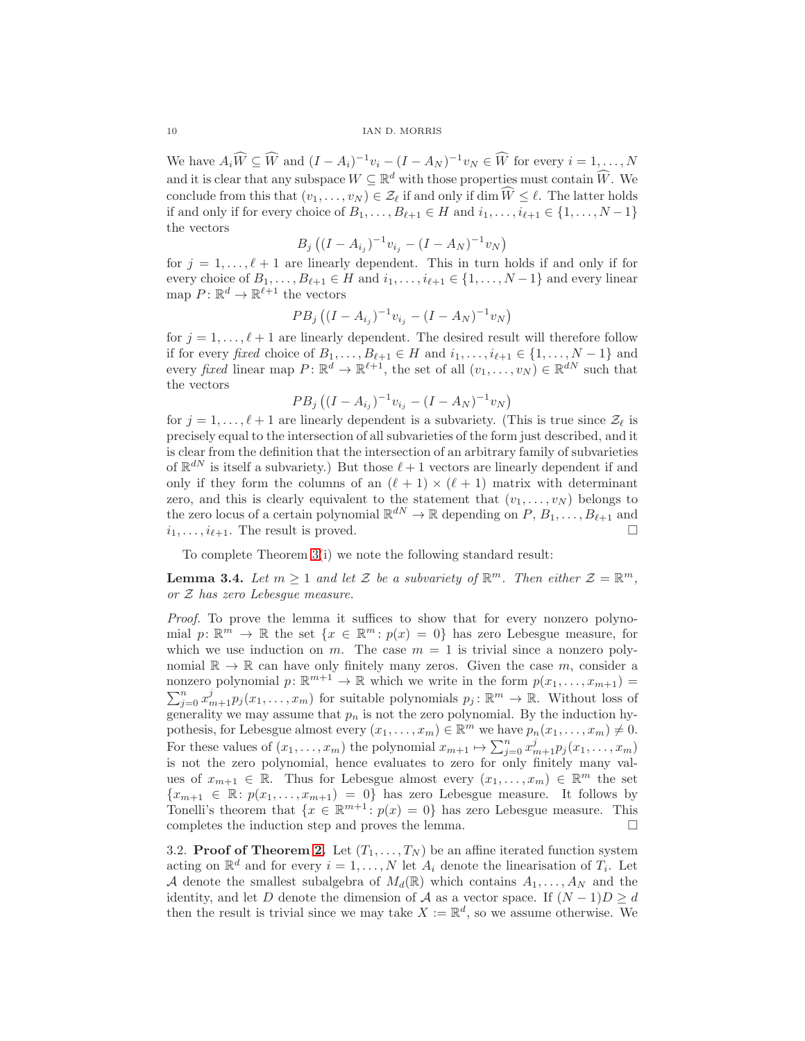We have $A_i\widehat{W} \subseteq \widehat{W}$ and $(I - A_i)^{-1}v_i - (I - A_N)^{-1}v_N \in \widehat{W}$ for every $i = 1, \ldots, N$ and it is clear that any subspace $W \subseteq \mathbb{R}^d$ with those properties must contain $\widehat{W}$. We conclude from this that $(v_1, \ldots, v_N) \in \mathcal{Z}_\ell$ if and only if $\dim \widehat{W} \leq \ell$. The latter holds if and only if for every choice of $B_1, \ldots, B_{\ell+1} \in H$ and $i_1, \ldots, i_{\ell+1} \in \{1, \ldots, N-1\}$ the vectors

$$B_j\left((I - A_{i_j})^{-1}v_{i_j} - (I - A_N)^{-1}v_N\right)$$

for $j = 1, \ldots, \ell + 1$ are linearly dependent. This in turn holds if and only if for every choice of $B_1, \ldots, B_{\ell+1} \in H$ and $i_1, \ldots, i_{\ell+1} \in \{1, \ldots, N-1\}$ and every linear map $P \colon \mathbb{R}^d \to \mathbb{R}^{\ell+1}$ the vectors

$$PB_j\left((I - A_{i_j})^{-1}v_{i_j} - (I - A_N)^{-1}v_N\right)$$

for $j = 1, \ldots, \ell + 1$ are linearly dependent. The desired result will therefore follow if for every *fixed* choice of $B_1, \ldots, B_{\ell+1} \in H$ and $i_1, \ldots, i_{\ell+1} \in \{1, \ldots, N-1\}$ and every *fixed* linear map $P \colon \mathbb{R}^d \to \mathbb{R}^{\ell+1}$, the set of all $(v_1, \ldots, v_N) \in \mathbb{R}^{dN}$ such that the vectors

$$PB_j\left((I - A_{i_j})^{-1}v_{i_j} - (I - A_N)^{-1}v_N\right)$$

for $j = 1, \ldots, \ell + 1$ are linearly dependent is a subvariety. (This is true since $\mathcal{Z}_\ell$ is precisely equal to the intersection of all subvarieties of the form just described, and it is clear from the definition that the intersection of an arbitrary family of subvarieties of $\mathbb{R}^{dN}$ is itself a subvariety.) But those $\ell + 1$ vectors are linearly dependent if and only if they form the columns of an $(\ell + 1) \times (\ell + 1)$ matrix with determinant zero, and this is clearly equivalent to the statement that $(v_1, \ldots, v_N)$ belongs to the zero locus of a certain polynomial $\mathbb{R}^{dN} \to \mathbb{R}$ depending on $P$, $B_1, \ldots, B_{\ell+1}$ and $i_1, \ldots, i_{\ell+1}$. The result is proved. □

To complete Theorem 3(i) we note the following standard result:

**Lemma 3.4.** *Let $m \geq 1$ and let $\mathcal{Z}$ be a subvariety of $\mathbb{R}^m$. Then either $\mathcal{Z} = \mathbb{R}^m$, or $\mathcal{Z}$ has zero Lebesgue measure.*

*Proof.* To prove the lemma it suffices to show that for every nonzero polynomial $p \colon \mathbb{R}^m \to \mathbb{R}$ the set $\{x \in \mathbb{R}^m \colon p(x) = 0\}$ has zero Lebesgue measure, for which we use induction on $m$. The case $m = 1$ is trivial since a nonzero polynomial $\mathbb{R} \to \mathbb{R}$ can have only finitely many zeros. Given the case $m$, consider a nonzero polynomial $p \colon \mathbb{R}^{m+1} \to \mathbb{R}$ which we write in the form $p(x_1, \ldots, x_{m+1}) = \sum_{j=0}^n x_{m+1}^j p_j(x_1, \ldots, x_m)$ for suitable polynomials $p_j \colon \mathbb{R}^m \to \mathbb{R}$. Without loss of generality we may assume that $p_n$ is not the zero polynomial. By the induction hypothesis, for Lebesgue almost every $(x_1, \ldots, x_m) \in \mathbb{R}^m$ we have $p_n(x_1, \ldots, x_m) \neq 0$. For these values of $(x_1, \ldots, x_m)$ the polynomial $x_{m+1} \mapsto \sum_{j=0}^n x_{m+1}^j p_j(x_1, \ldots, x_m)$ is not the zero polynomial, hence evaluates to zero for only finitely many values of $x_{m+1} \in \mathbb{R}$. Thus for Lebesgue almost every $(x_1, \ldots, x_m) \in \mathbb{R}^m$ the set $\{x_{m+1} \in \mathbb{R} \colon p(x_1, \ldots, x_{m+1}) = 0\}$ has zero Lebesgue measure. It follows by Tonelli's theorem that $\{x \in \mathbb{R}^{m+1} \colon p(x) = 0\}$ has zero Lebesgue measure. This completes the induction step and proves the lemma. □

3.2. **Proof of Theorem 2.** Let $(T_1, \ldots, T_N)$ be an affine iterated function system acting on $\mathbb{R}^d$ and for every $i = 1, \ldots, N$ let $A_i$ denote the linearisation of $T_i$. Let $\mathcal{A}$ denote the smallest subalgebra of $M_d(\mathbb{R})$ which contains $A_1, \ldots, A_N$ and the identity, and let $D$ denote the dimension of $\mathcal{A}$ as a vector space. If $(N-1)D \geq d$ then the result is trivial since we may take $X := \mathbb{R}^d$, so we assume otherwise. We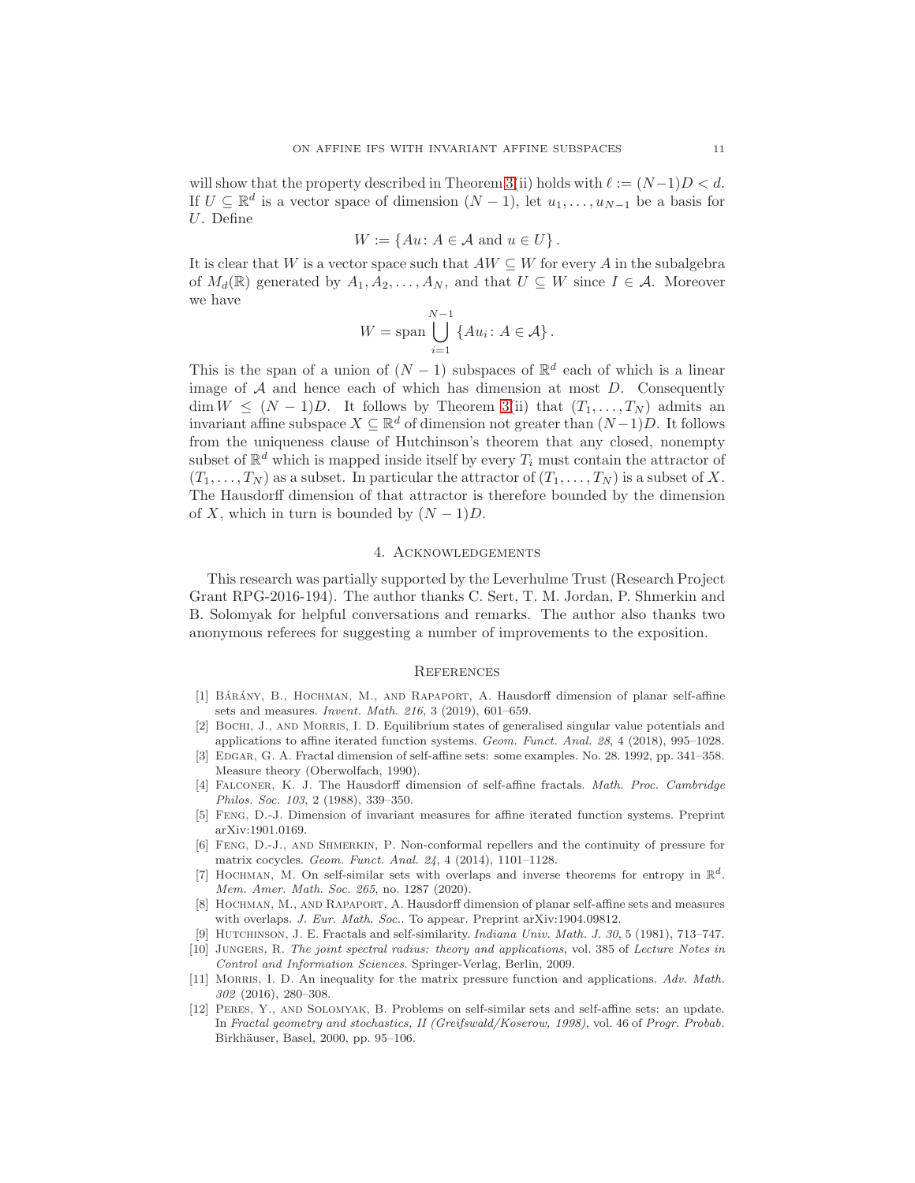will show that the property described in Theorem 3(ii) holds with $\ell := (N-1)D < d$. If $U \subseteq \mathbb{R}^d$ is a vector space of dimension $(N-1)$, let $u_1, \ldots, u_{N-1}$ be a basis for $U$. Define

$$W := \{Au \colon A \in \mathcal{A} \text{ and } u \in U\}.$$

It is clear that $W$ is a vector space such that $AW \subseteq W$ for every $A$ in the subalgebra of $M_d(\mathbb{R})$ generated by $A_1, A_2, \ldots, A_N$, and that $U \subseteq W$ since $I \in \mathcal{A}$. Moreover we have

$$W = \operatorname{span} \bigcup_{i=1}^{N-1} \{Au_i \colon A \in \mathcal{A}\}.$$

This is the span of a union of $(N-1)$ subspaces of $\mathbb{R}^d$ each of which is a linear image of $\mathcal{A}$ and hence each of which has dimension at most $D$. Consequently $\dim W \leq (N-1)D$. It follows by Theorem 3(ii) that $(T_1, \ldots, T_N)$ admits an invariant affine subspace $X \subseteq \mathbb{R}^d$ of dimension not greater than $(N-1)D$. It follows from the uniqueness clause of Hutchinson's theorem that any closed, nonempty subset of $\mathbb{R}^d$ which is mapped inside itself by every $T_i$ must contain the attractor of $(T_1, \ldots, T_N)$ as a subset. In particular the attractor of $(T_1, \ldots, T_N)$ is a subset of $X$. The Hausdorff dimension of that attractor is therefore bounded by the dimension of $X$, which in turn is bounded by $(N-1)D$.

## 4. Acknowledgements

This research was partially supported by the Leverhulme Trust (Research Project Grant RPG-2016-194). The author thanks C. Sert, T. M. Jordan, P. Shmerkin and B. Solomyak for helpful conversations and remarks. The author also thanks two anonymous referees for suggesting a number of improvements to the exposition.

## References

[1] Bárány, B., Hochman, M., and Rapaport, A. Hausdorff dimension of planar self-affine sets and measures. *Invent. Math. 216*, 3 (2019), 601–659.

[2] Bochi, J., and Morris, I. D. Equilibrium states of generalised singular value potentials and applications to affine iterated function systems. *Geom. Funct. Anal. 28*, 4 (2018), 995–1028.

[3] Edgar, G. A. Fractal dimension of self-affine sets: some examples. No. 28. 1992, pp. 341–358. Measure theory (Oberwolfach, 1990).

[4] Falconer, K. J. The Hausdorff dimension of self-affine fractals. *Math. Proc. Cambridge Philos. Soc. 103*, 2 (1988), 339–350.

[5] Feng, D.-J. Dimension of invariant measures for affine iterated function systems. Preprint arXiv:1901.0169.

[6] Feng, D.-J., and Shmerkin, P. Non-conformal repellers and the continuity of pressure for matrix cocycles. *Geom. Funct. Anal. 24*, 4 (2014), 1101–1128.

[7] Hochman, M. On self-similar sets with overlaps and inverse theorems for entropy in $\mathbb{R}^d$. *Mem. Amer. Math. Soc. 265*, no. 1287 (2020).

[8] Hochman, M., and Rapaport, A. Hausdorff dimension of planar self-affine sets and measures with overlaps. *J. Eur. Math. Soc.*. To appear. Preprint arXiv:1904.09812.

[9] Hutchinson, J. E. Fractals and self-similarity. *Indiana Univ. Math. J. 30*, 5 (1981), 713–747.

[10] Jungers, R. *The joint spectral radius: theory and applications*, vol. 385 of *Lecture Notes in Control and Information Sciences*. Springer-Verlag, Berlin, 2009.

[11] Morris, I. D. An inequality for the matrix pressure function and applications. *Adv. Math. 302* (2016), 280–308.

[12] Peres, Y., and Solomyak, B. Problems on self-similar sets and self-affine sets: an update. In *Fractal geometry and stochastics, II (Greifswald/Koserow, 1998)*, vol. 46 of *Progr. Probab.* Birkhäuser, Basel, 2000, pp. 95–106.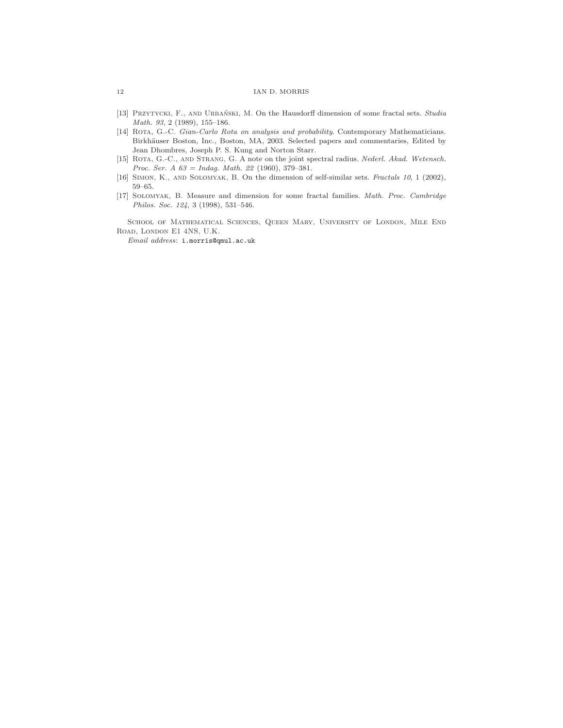[13] Przytycki, F., and Urbański, M. On the Hausdorff dimension of some fractal sets. *Studia Math. 93*, 2 (1989), 155–186.

[14] Rota, G.-C. *Gian-Carlo Rota on analysis and probability*. Contemporary Mathematicians. Birkhäuser Boston, Inc., Boston, MA, 2003. Selected papers and commentaries, Edited by Jean Dhombres, Joseph P. S. Kung and Norton Starr.

[15] Rota, G.-C., and Strang, G. A note on the joint spectral radius. *Nederl. Akad. Wetensch. Proc. Ser. A 63 = Indag. Math. 22* (1960), 379–381.

[16] Simon, K., and Solomyak, B. On the dimension of self-similar sets. *Fractals 10*, 1 (2002), 59–65.

[17] Solomyak, B. Measure and dimension for some fractal families. *Math. Proc. Cambridge Philos. Soc. 124*, 3 (1998), 531–546.

School of Mathematical Sciences, Queen Mary, University of London, Mile End Road, London E1 4NS, U.K.

*Email address*: i.morris@qmul.ac.uk